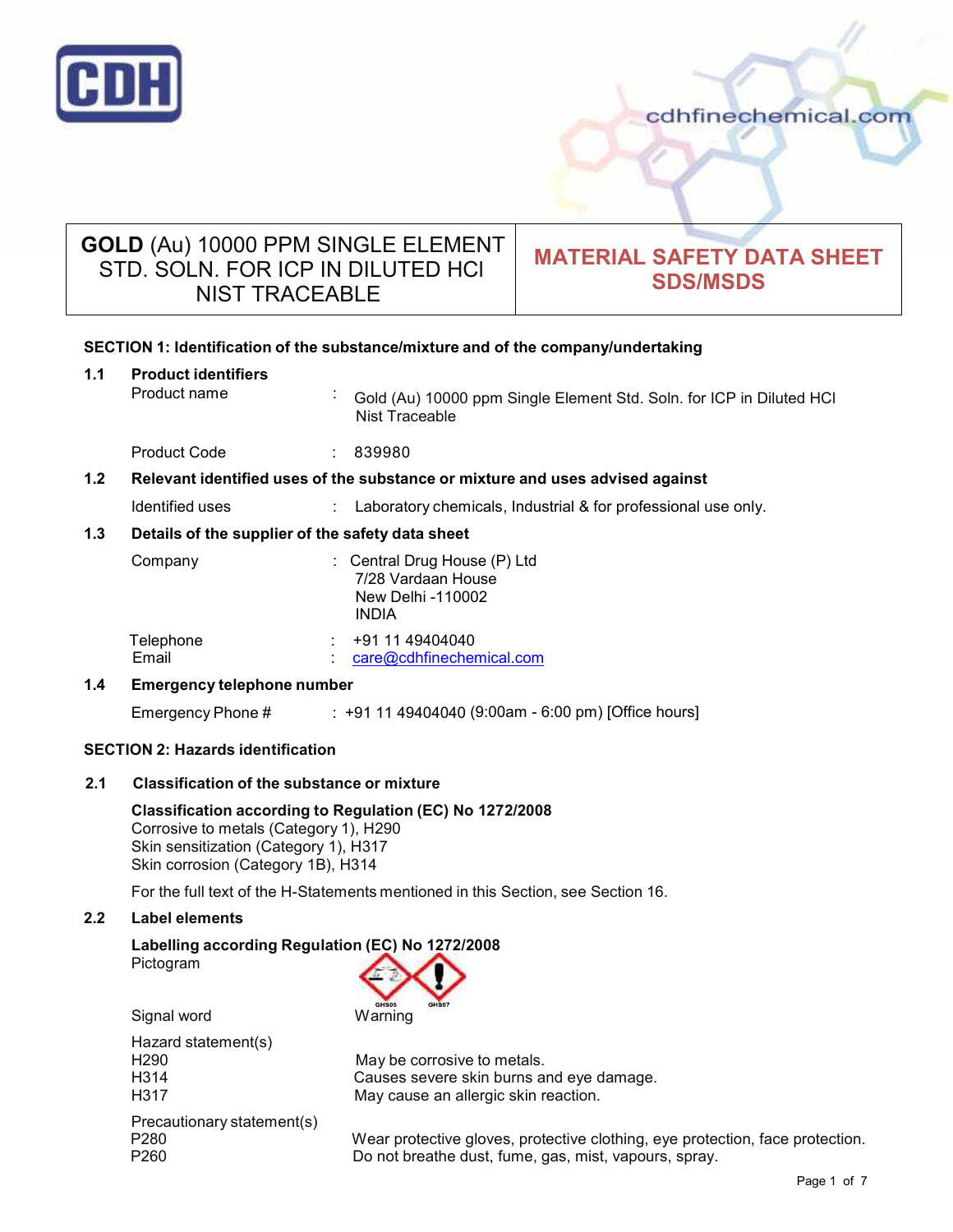# GOLD (Au) 10000 PPM SINGLE ELEMENT STD. SOLN. FOR ICP IN DILUTED HCl NIST TRACEABLE

## MATERIAL SAFETY DATA SHEET SDS/MSDS

### SECTION 1: Identification of the substance/mixture and of the company/undertaking

**1.1 Product identifiers**

| | | |
|---|---|---|
| Product name | : | Gold (Au) 10000 ppm Single Element Std. Soln. for ICP in Diluted HCl Nist Traceable |
| Product Code | : | 839980 |

**1.2 Relevant identified uses of the substance or mixture and uses advised against**

| | | |
|---|---|---|
| Identified uses | : | Laboratory chemicals, Industrial & for professional use only. |

**1.3 Details of the supplier of the safety data sheet**

| | | |
|---|---|---|
| Company | : | Central Drug House (P) Ltd<br>7/28 Vardaan House<br>New Delhi -110002<br>INDIA |
| Telephone | : | +91 11 49404040 |
| Email | : | care@cdhfinechemical.com |

**1.4 Emergency telephone number**

| | | |
|---|---|---|
| Emergency Phone # | : | +91 11 49404040 (9:00am - 6:00 pm) [Office hours] |

### SECTION 2: Hazards identification

**2.1 Classification of the substance or mixture**

**Classification according to Regulation (EC) No 1272/2008**

Corrosive to metals (Category 1), H290
Skin sensitization (Category 1), H317
Skin corrosion (Category 1B), H314

For the full text of the H-Statements mentioned in this Section, see Section 16.

**2.2 Label elements**

**Labelling according Regulation (EC) No 1272/2008**

Pictogram: GHS05, GHS07

Signal word: Warning

Hazard statement(s)

| | |
|---|---|
| H290 | May be corrosive to metals. |
| H314 | Causes severe skin burns and eye damage. |
| H317 | May cause an allergic skin reaction. |

Precautionary statement(s)

| | |
|---|---|
| P280 | Wear protective gloves, protective clothing, eye protection, face protection. |
| P260 | Do not breathe dust, fume, gas, mist, vapours, spray. |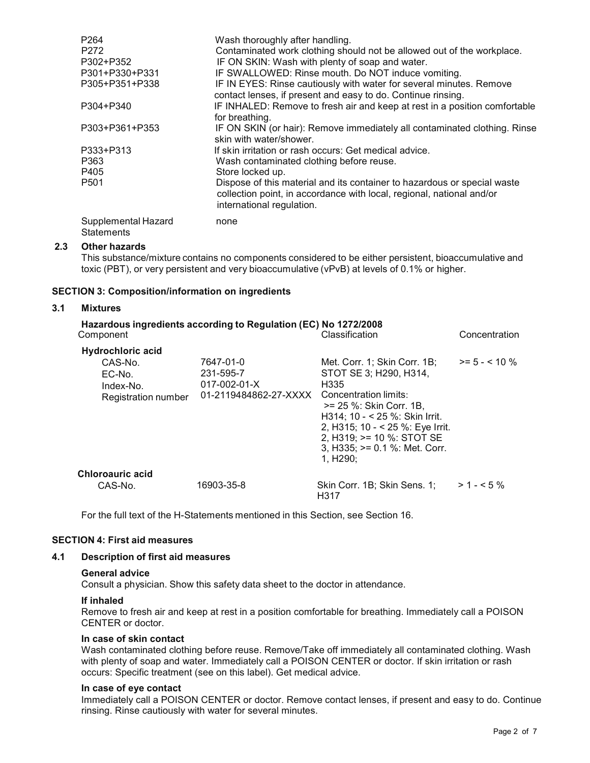| | |
|---|---|
| P264 | Wash thoroughly after handling. |
| P272 | Contaminated work clothing should not be allowed out of the workplace. |
| P302+P352 | IF ON SKIN: Wash with plenty of soap and water. |
| P301+P330+P331 | IF SWALLOWED: Rinse mouth. Do NOT induce vomiting. |
| P305+P351+P338 | IF IN EYES: Rinse cautiously with water for several minutes. Remove contact lenses, if present and easy to do. Continue rinsing. |
| P304+P340 | IF INHALED: Remove to fresh air and keep at rest in a position comfortable for breathing. |
| P303+P361+P353 | IF ON SKIN (or hair): Remove immediately all contaminated clothing. Rinse skin with water/shower. |
| P333+P313 | If skin irritation or rash occurs: Get medical advice. |
| P363 | Wash contaminated clothing before reuse. |
| P405 | Store locked up. |
| P501 | Dispose of this material and its container to hazardous or special waste collection point, in accordance with local, regional, national and/or international regulation. |
| Supplemental Hazard Statements | none |

### 2.3 Other hazards

This substance/mixture contains no components considered to be either persistent, bioaccumulative and toxic (PBT), or very persistent and very bioaccumulative (vPvB) at levels of 0.1% or higher.

## SECTION 3: Composition/information on ingredients

### 3.1 Mixtures

**Hazardous ingredients according to Regulation (EC) No 1272/2008**

| Component | | Classification | Concentration |
|---|---|---|---|
| **Hydrochloric acid** | | | |
| CAS-No. | 7647-01-0 | Met. Corr. 1; Skin Corr. 1B; STOT SE 3; H290, H314, H335 | >= 5 - < 10 % |
| EC-No. | 231-595-7 | Concentration limits: | |
| Index-No. | 017-002-01-X | >= 25 %: Skin Corr. 1B, H314; 10 - < 25 %: Skin Irrit. 2, H315; 10 - < 25 %: Eye Irrit. 2, H319; >= 10 %: STOT SE 3, H335; >= 0.1 %: Met. Corr. 1, H290; | |
| Registration number | 01-2119484862-27-XXXX | | |
| **Chloroauric acid** | | | |
| CAS-No. | 16903-35-8 | Skin Corr. 1B; Skin Sens. 1; H317 | > 1 - < 5 % |

For the full text of the H-Statements mentioned in this Section, see Section 16.

## SECTION 4: First aid measures

### 4.1 Description of first aid measures

**General advice**

Consult a physician. Show this safety data sheet to the doctor in attendance.

**If inhaled**

Remove to fresh air and keep at rest in a position comfortable for breathing. Immediately call a POISON CENTER or doctor.

**In case of skin contact**

Wash contaminated clothing before reuse. Remove/Take off immediately all contaminated clothing. Wash with plenty of soap and water. Immediately call a POISON CENTER or doctor. If skin irritation or rash occurs: Specific treatment (see on this label). Get medical advice.

**In case of eye contact**

Immediately call a POISON CENTER or doctor. Remove contact lenses, if present and easy to do. Continue rinsing. Rinse cautiously with water for several minutes.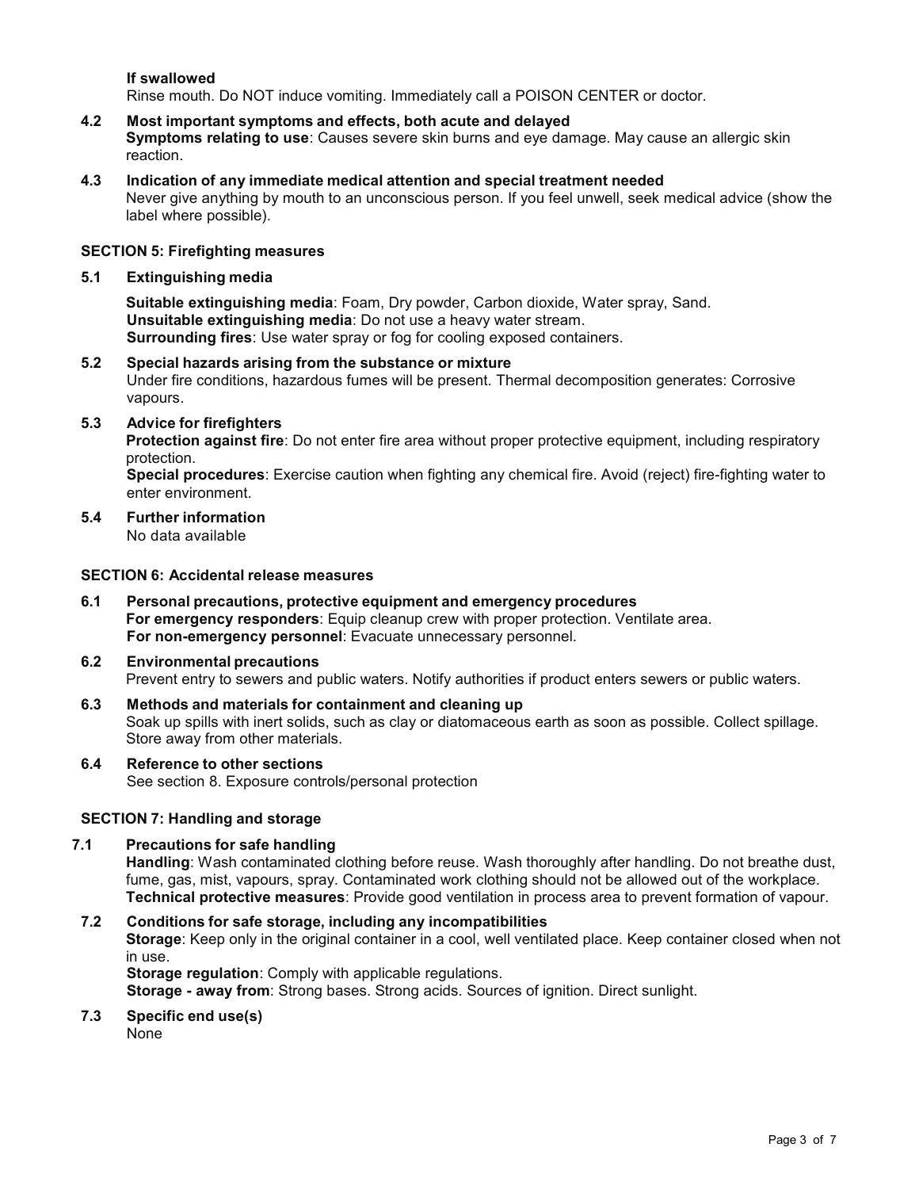**If swallowed**
Rinse mouth. Do NOT induce vomiting. Immediately call a POISON CENTER or doctor.

**4.2 Most important symptoms and effects, both acute and delayed**
**Symptoms relating to use**: Causes severe skin burns and eye damage. May cause an allergic skin reaction.

**4.3 Indication of any immediate medical attention and special treatment needed**
Never give anything by mouth to an unconscious person. If you feel unwell, seek medical advice (show the label where possible).

## SECTION 5: Firefighting measures

**5.1 Extinguishing media**

**Suitable extinguishing media**: Foam, Dry powder, Carbon dioxide, Water spray, Sand.
**Unsuitable extinguishing media**: Do not use a heavy water stream.
**Surrounding fires**: Use water spray or fog for cooling exposed containers.

**5.2 Special hazards arising from the substance or mixture**
Under fire conditions, hazardous fumes will be present. Thermal decomposition generates: Corrosive vapours.

**5.3 Advice for firefighters**
**Protection against fire**: Do not enter fire area without proper protective equipment, including respiratory protection.
**Special procedures**: Exercise caution when fighting any chemical fire. Avoid (reject) fire-fighting water to enter environment.

**5.4 Further information**
No data available

## SECTION 6: Accidental release measures

**6.1 Personal precautions, protective equipment and emergency procedures**
**For emergency responders**: Equip cleanup crew with proper protection. Ventilate area.
**For non-emergency personnel**: Evacuate unnecessary personnel.

**6.2 Environmental precautions**
Prevent entry to sewers and public waters. Notify authorities if product enters sewers or public waters.

**6.3 Methods and materials for containment and cleaning up**
Soak up spills with inert solids, such as clay or diatomaceous earth as soon as possible. Collect spillage. Store away from other materials.

**6.4 Reference to other sections**
See section 8. Exposure controls/personal protection

## SECTION 7: Handling and storage

**7.1 Precautions for safe handling**
**Handling**: Wash contaminated clothing before reuse. Wash thoroughly after handling. Do not breathe dust, fume, gas, mist, vapours, spray. Contaminated work clothing should not be allowed out of the workplace.
**Technical protective measures**: Provide good ventilation in process area to prevent formation of vapour.

**7.2 Conditions for safe storage, including any incompatibilities**
**Storage**: Keep only in the original container in a cool, well ventilated place. Keep container closed when not in use.
**Storage regulation**: Comply with applicable regulations.
**Storage - away from**: Strong bases. Strong acids. Sources of ignition. Direct sunlight.

**7.3 Specific end use(s)**
None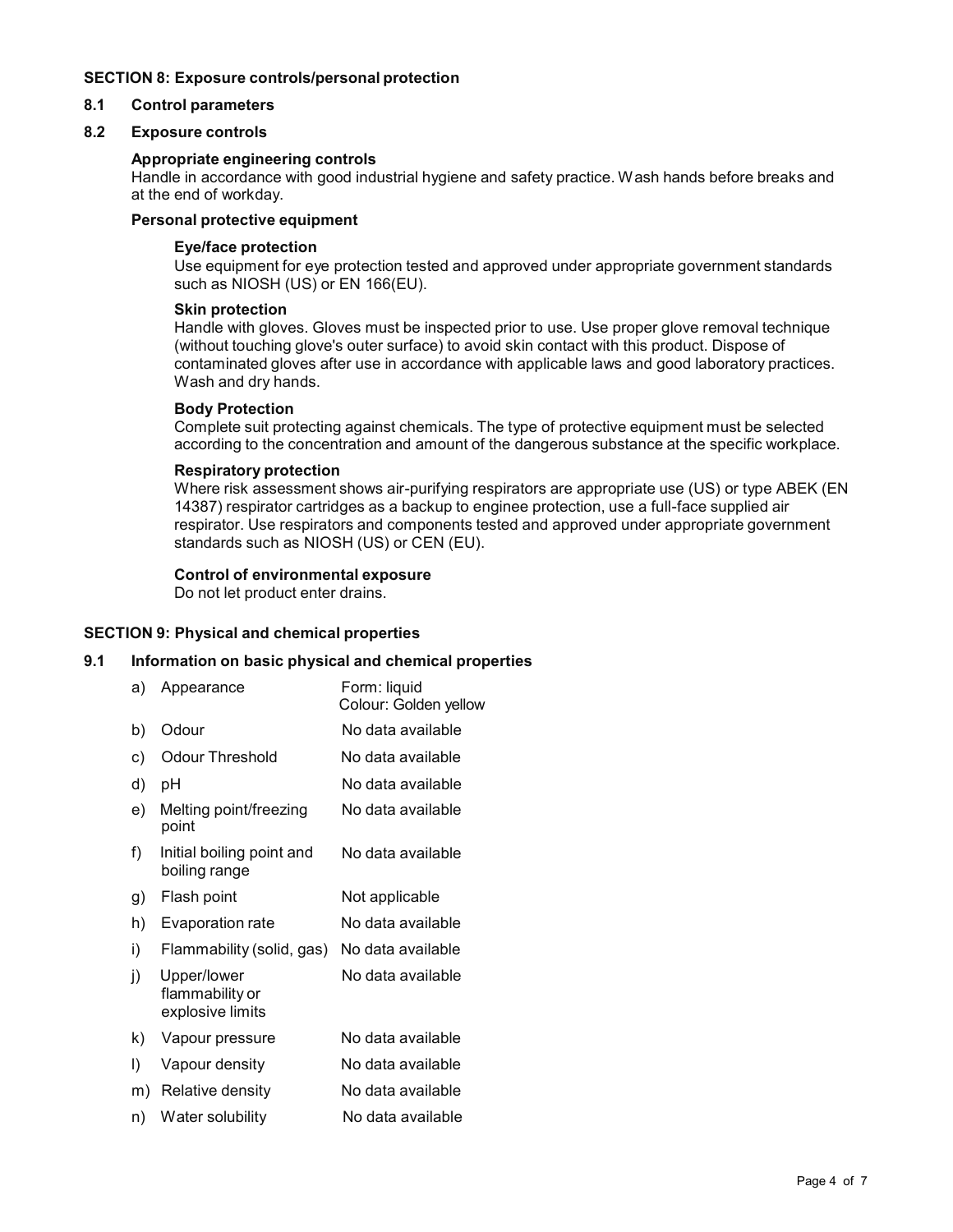## SECTION 8: Exposure controls/personal protection

### 8.1 Control parameters

### 8.2 Exposure controls

**Appropriate engineering controls**

Handle in accordance with good industrial hygiene and safety practice. Wash hands before breaks and at the end of workday.

**Personal protective equipment**

**Eye/face protection**

Use equipment for eye protection tested and approved under appropriate government standards such as NIOSH (US) or EN 166(EU).

**Skin protection**

Handle with gloves. Gloves must be inspected prior to use. Use proper glove removal technique (without touching glove's outer surface) to avoid skin contact with this product. Dispose of contaminated gloves after use in accordance with applicable laws and good laboratory practices. Wash and dry hands.

**Body Protection**

Complete suit protecting against chemicals. The type of protective equipment must be selected according to the concentration and amount of the dangerous substance at the specific workplace.

**Respiratory protection**

Where risk assessment shows air-purifying respirators are appropriate use (US) or type ABEK (EN 14387) respirator cartridges as a backup to enginee protection, use a full-face supplied air respirator. Use respirators and components tested and approved under appropriate government standards such as NIOSH (US) or CEN (EU).

**Control of environmental exposure**

Do not let product enter drains.

## SECTION 9: Physical and chemical properties

### 9.1 Information on basic physical and chemical properties

| | Property | Value |
|---|---|---|
| a) | Appearance | Form: liquid<br>Colour: Golden yellow |
| b) | Odour | No data available |
| c) | Odour Threshold | No data available |
| d) | pH | No data available |
| e) | Melting point/freezing point | No data available |
| f) | Initial boiling point and boiling range | No data available |
| g) | Flash point | Not applicable |
| h) | Evaporation rate | No data available |
| i) | Flammability (solid, gas) | No data available |
| j) | Upper/lower flammability or explosive limits | No data available |
| k) | Vapour pressure | No data available |
| l) | Vapour density | No data available |
| m) | Relative density | No data available |
| n) | Water solubility | No data available |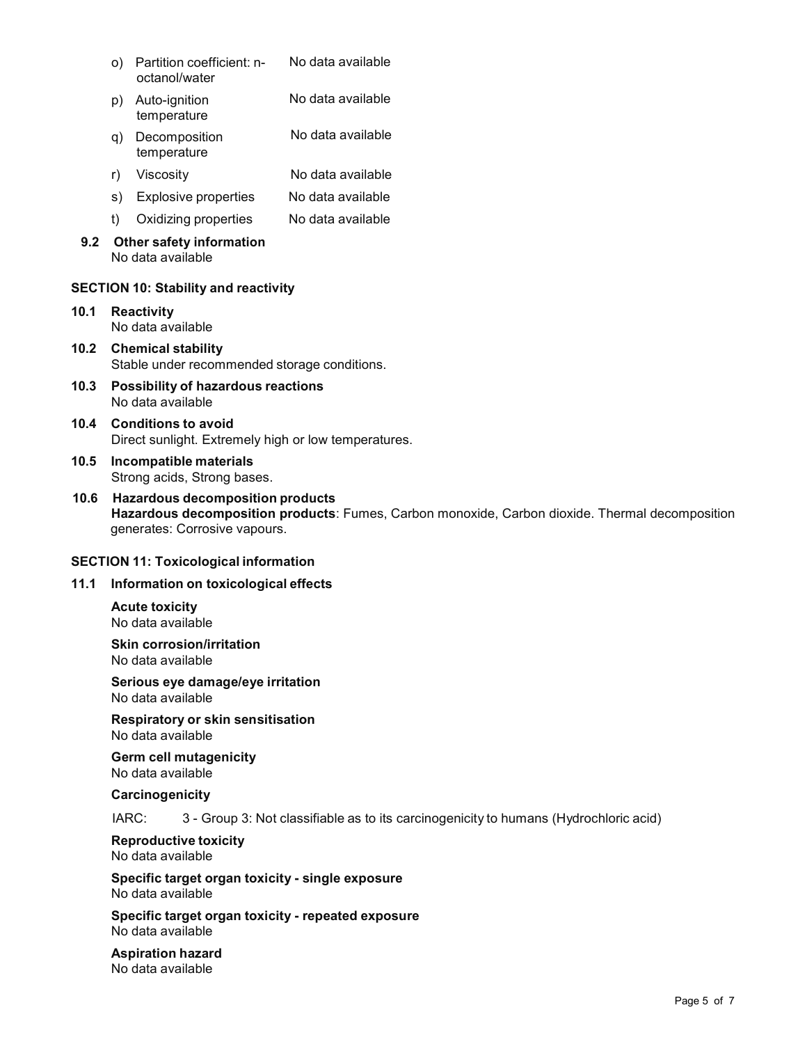o) Partition coefficient: n-octanol/water — No data available

p) Auto-ignition temperature — No data available

q) Decomposition temperature — No data available

r) Viscosity — No data available

s) Explosive properties — No data available

t) Oxidizing properties — No data available

### 9.2 Other safety information

No data available

## SECTION 10: Stability and reactivity

### 10.1 Reactivity

No data available

### 10.2 Chemical stability

Stable under recommended storage conditions.

### 10.3 Possibility of hazardous reactions

No data available

### 10.4 Conditions to avoid

Direct sunlight. Extremely high or low temperatures.

### 10.5 Incompatible materials

Strong acids, Strong bases.

### 10.6 Hazardous decomposition products

**Hazardous decomposition products**: Fumes, Carbon monoxide, Carbon dioxide. Thermal decomposition generates: Corrosive vapours.

## SECTION 11: Toxicological information

### 11.1 Information on toxicological effects

**Acute toxicity**
No data available

**Skin corrosion/irritation**
No data available

**Serious eye damage/eye irritation**
No data available

**Respiratory or skin sensitisation**
No data available

**Germ cell mutagenicity**
No data available

**Carcinogenicity**

IARC: 3 - Group 3: Not classifiable as to its carcinogenicity to humans (Hydrochloric acid)

**Reproductive toxicity**
No data available

**Specific target organ toxicity - single exposure**
No data available

**Specific target organ toxicity - repeated exposure**
No data available

**Aspiration hazard**
No data available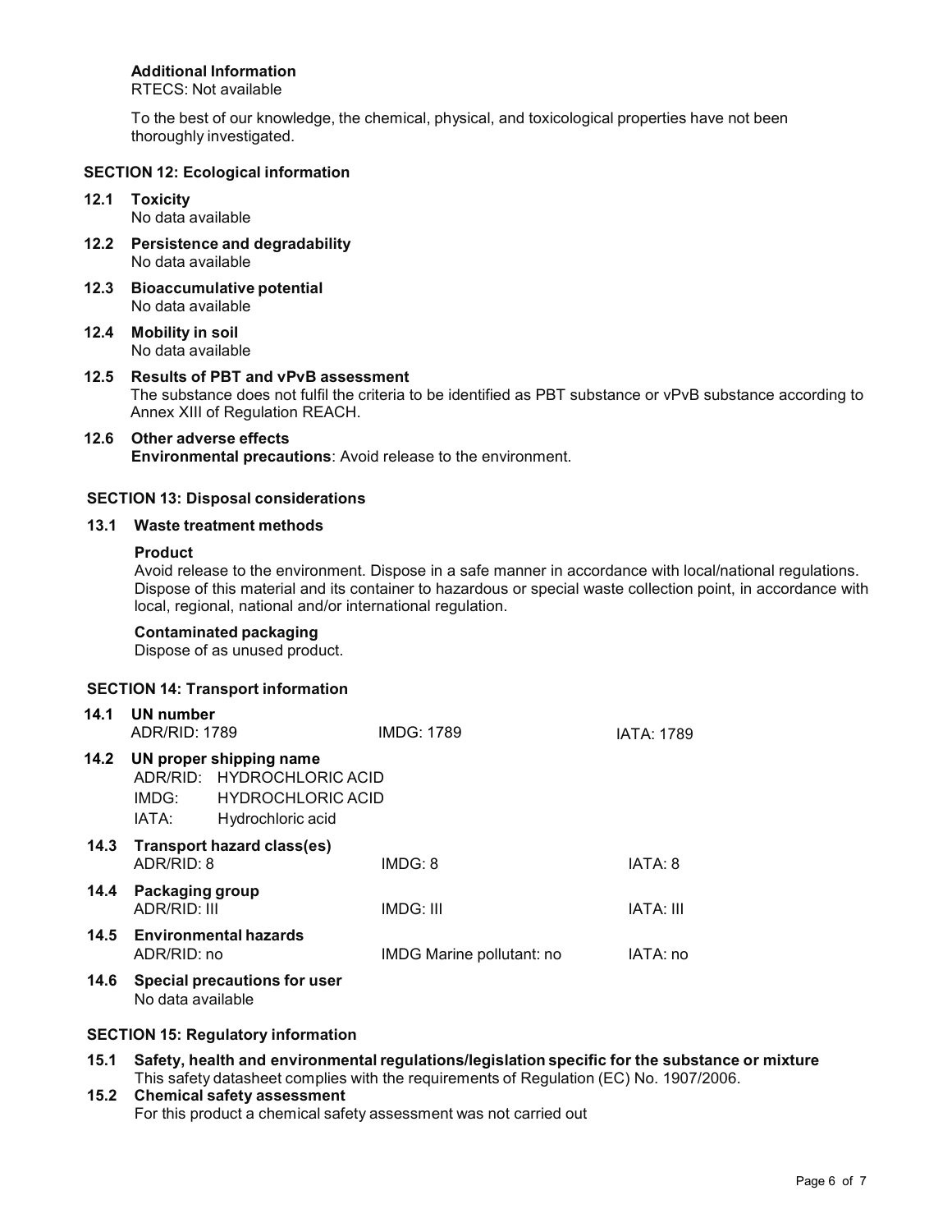**Additional Information**

RTECS: Not available

To the best of our knowledge, the chemical, physical, and toxicological properties have not been thoroughly investigated.

## SECTION 12: Ecological information

**12.1 Toxicity**

No data available

**12.2 Persistence and degradability**

No data available

**12.3 Bioaccumulative potential**

No data available

**12.4 Mobility in soil**

No data available

**12.5 Results of PBT and vPvB assessment**

The substance does not fulfil the criteria to be identified as PBT substance or vPvB substance according to Annex XIII of Regulation REACH.

**12.6 Other adverse effects**

**Environmental precautions**: Avoid release to the environment.

## SECTION 13: Disposal considerations

**13.1 Waste treatment methods**

**Product**

Avoid release to the environment. Dispose in a safe manner in accordance with local/national regulations. Dispose of this material and its container to hazardous or special waste collection point, in accordance with local, regional, national and/or international regulation.

**Contaminated packaging**

Dispose of as unused product.

## SECTION 14: Transport information

**14.1 UN number**

| ADR/RID: 1789 | IMDG: 1789 | IATA: 1789 |
|---|---|---|

**14.2 UN proper shipping name**

ADR/RID: HYDROCHLORIC ACID
IMDG: HYDROCHLORIC ACID
IATA: Hydrochloric acid

**14.3 Transport hazard class(es)**

| ADR/RID: 8 | IMDG: 8 | IATA: 8 |
|---|---|---|

**14.4 Packaging group**

| ADR/RID: III | IMDG: III | IATA: III |
|---|---|---|

**14.5 Environmental hazards**

| ADR/RID: no | IMDG Marine pollutant: no | IATA: no |
|---|---|---|

**14.6 Special precautions for user**

No data available

## SECTION 15: Regulatory information

**15.1 Safety, health and environmental regulations/legislation specific for the substance or mixture**

This safety datasheet complies with the requirements of Regulation (EC) No. 1907/2006.

**15.2 Chemical safety assessment**

For this product a chemical safety assessment was not carried out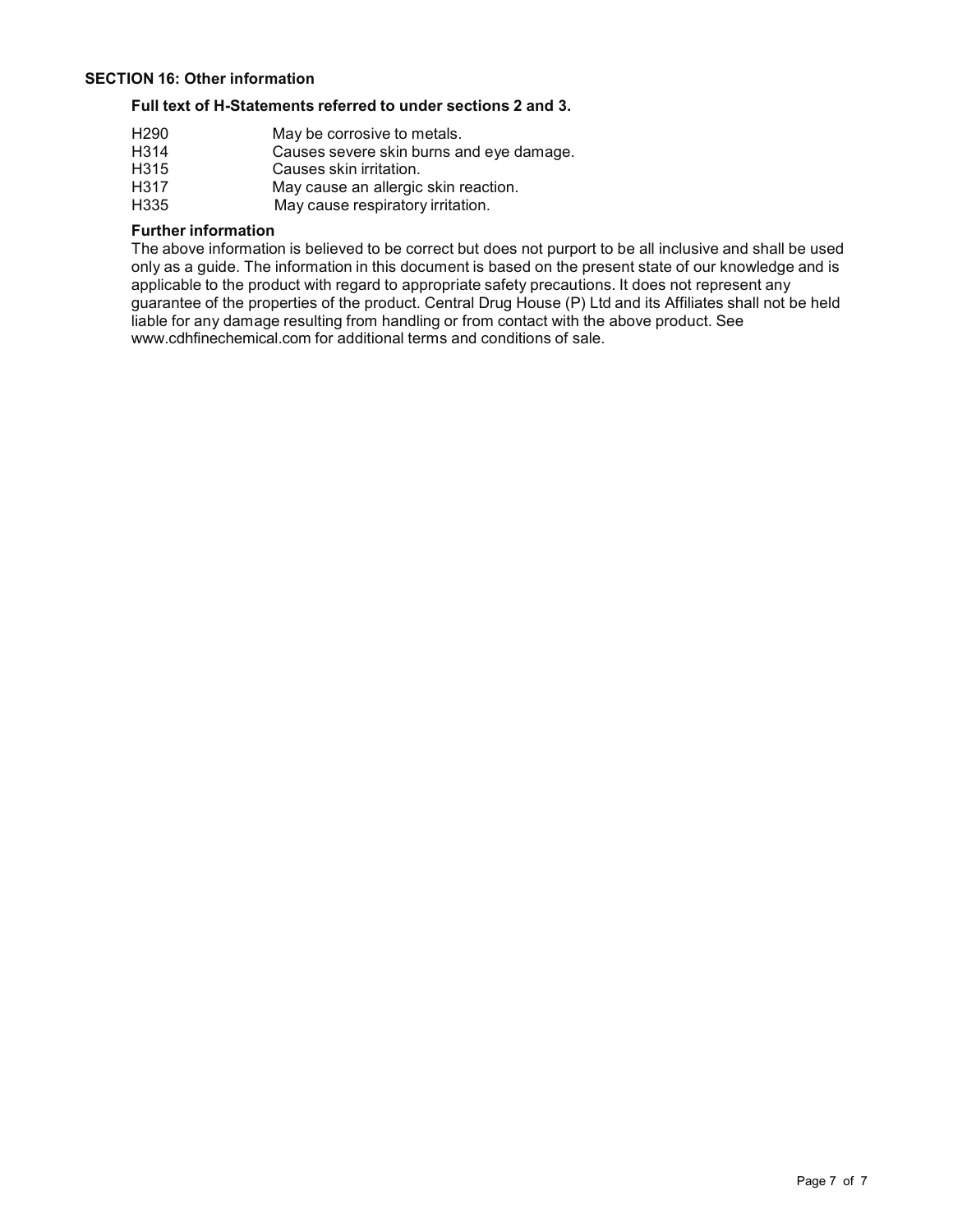## SECTION 16: Other information

### Full text of H-Statements referred to under sections 2 and 3.

| | |
|---|---|
| H290 | May be corrosive to metals. |
| H314 | Causes severe skin burns and eye damage. |
| H315 | Causes skin irritation. |
| H317 | May cause an allergic skin reaction. |
| H335 | May cause respiratory irritation. |

### Further information

The above information is believed to be correct but does not purport to be all inclusive and shall be used only as a guide. The information in this document is based on the present state of our knowledge and is applicable to the product with regard to appropriate safety precautions. It does not represent any guarantee of the properties of the product. Central Drug House (P) Ltd and its Affiliates shall not be held liable for any damage resulting from handling or from contact with the above product. See www.cdhfinechemical.com for additional terms and conditions of sale.